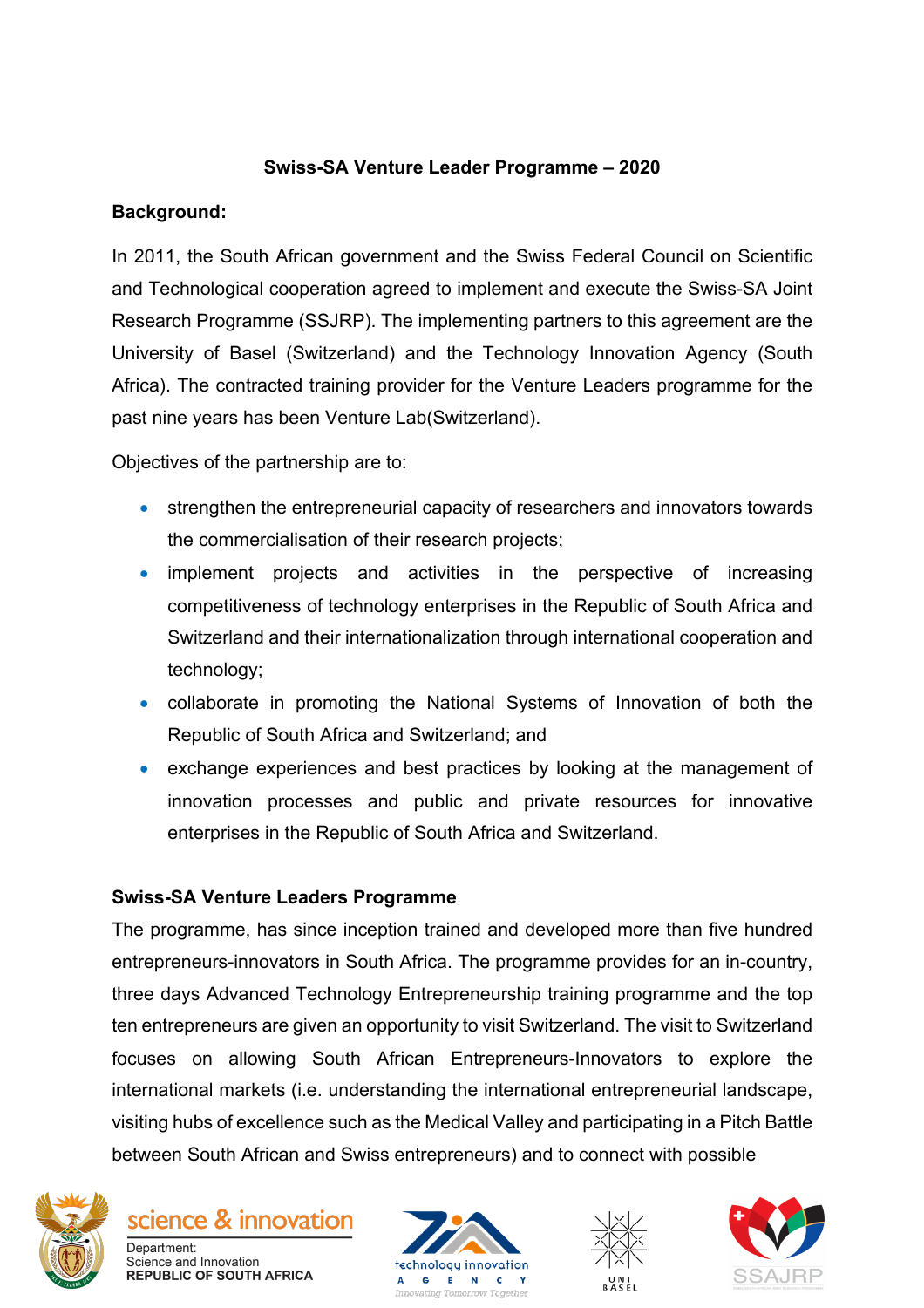## Swiss-SA Venture Leader Programme – 2020

### Background:

In 2011, the South African government and the Swiss Federal Council on Scientific and Technological cooperation agreed to implement and execute the Swiss-SA Joint Research Programme (SSJRP). The implementing partners to this agreement are the University of Basel (Switzerland) and the Technology Innovation Agency (South Africa). The contracted training provider for the Venture Leaders programme for the past nine years has been Venture Lab(Switzerland).

Objectives of the partnership are to:

- strengthen the entrepreneurial capacity of researchers and innovators towards the commercialisation of their research projects;
- implement projects and activities in the perspective of increasing competitiveness of technology enterprises in the Republic of South Africa and Switzerland and their internationalization through international cooperation and technology;
- collaborate in promoting the National Systems of Innovation of both the Republic of South Africa and Switzerland; and
- exchange experiences and best practices by looking at the management of innovation processes and public and private resources for innovative enterprises in the Republic of South Africa and Switzerland.

### Swiss-SA Venture Leaders Programme

The programme, has since inception trained and developed more than five hundred entrepreneurs-innovators in South Africa. The programme provides for an in-country, three days Advanced Technology Entrepreneurship training programme and the top ten entrepreneurs are given an opportunity to visit Switzerland. The visit to Switzerland focuses on allowing South African Entrepreneurs-Innovators to explore the international markets (i.e. understanding the international entrepreneurial landscape, visiting hubs of excellence such as the Medical Valley and participating in a Pitch Battle between South African and Swiss entrepreneurs) and to connect with possible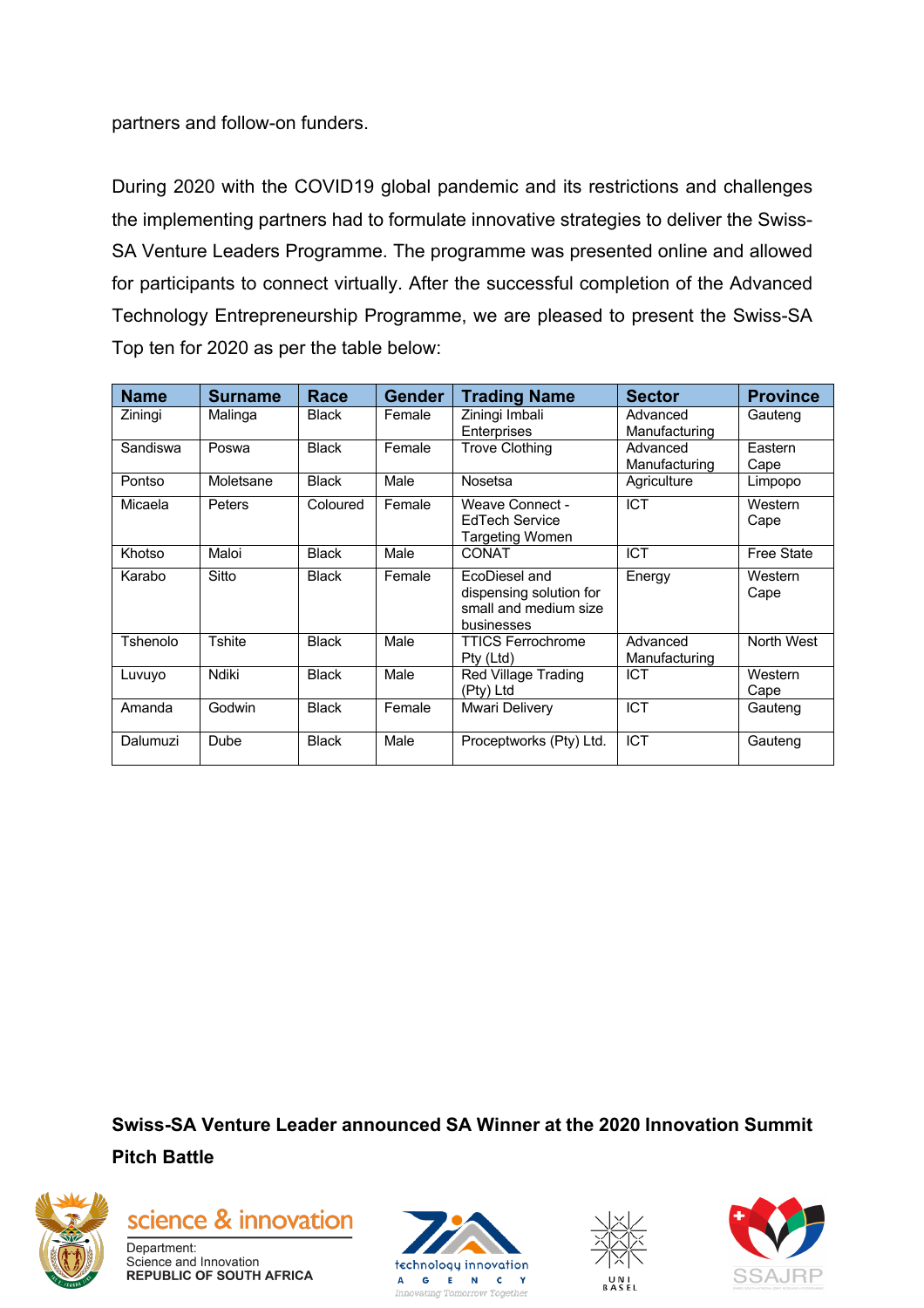partners and follow-on funders.

During 2020 with the COVID19 global pandemic and its restrictions and challenges the implementing partners had to formulate innovative strategies to deliver the Swiss-SA Venture Leaders Programme. The programme was presented online and allowed for participants to connect virtually. After the successful completion of the Advanced Technology Entrepreneurship Programme, we are pleased to present the Swiss-SA Top ten for 2020 as per the table below:

| Name | Surname | Race | Gender | Trading Name | Sector | Province |
|---|---|---|---|---|---|---|
| Ziningi | Malinga | Black | Female | Ziningi Imbali Enterprises | Advanced Manufacturing | Gauteng |
| Sandiswa | Poswa | Black | Female | Trove Clothing | Advanced Manufacturing | Eastern Cape |
| Pontso | Moletsane | Black | Male | Nosetsa | Agriculture | Limpopo |
| Micaela | Peters | Coloured | Female | Weave Connect - EdTech Service Targeting Women | ICT | Western Cape |
| Khotso | Maloi | Black | Male | CONAT | ICT | Free State |
| Karabo | Sitto | Black | Female | EcoDiesel and dispensing solution for small and medium size businesses | Energy | Western Cape |
| Tshenolo | Tshite | Black | Male | TTICS Ferrochrome Pty (Ltd) | Advanced Manufacturing | North West |
| Luvuyo | Ndiki | Black | Male | Red Village Trading (Pty) Ltd | ICT | Western Cape |
| Amanda | Godwin | Black | Female | Mwari Delivery | ICT | Gauteng |
| Dalumuzi | Dube | Black | Male | Proceptworks (Pty) Ltd. | ICT | Gauteng |

**Swiss-SA Venture Leader announced SA Winner at the 2020 Innovation Summit Pitch Battle**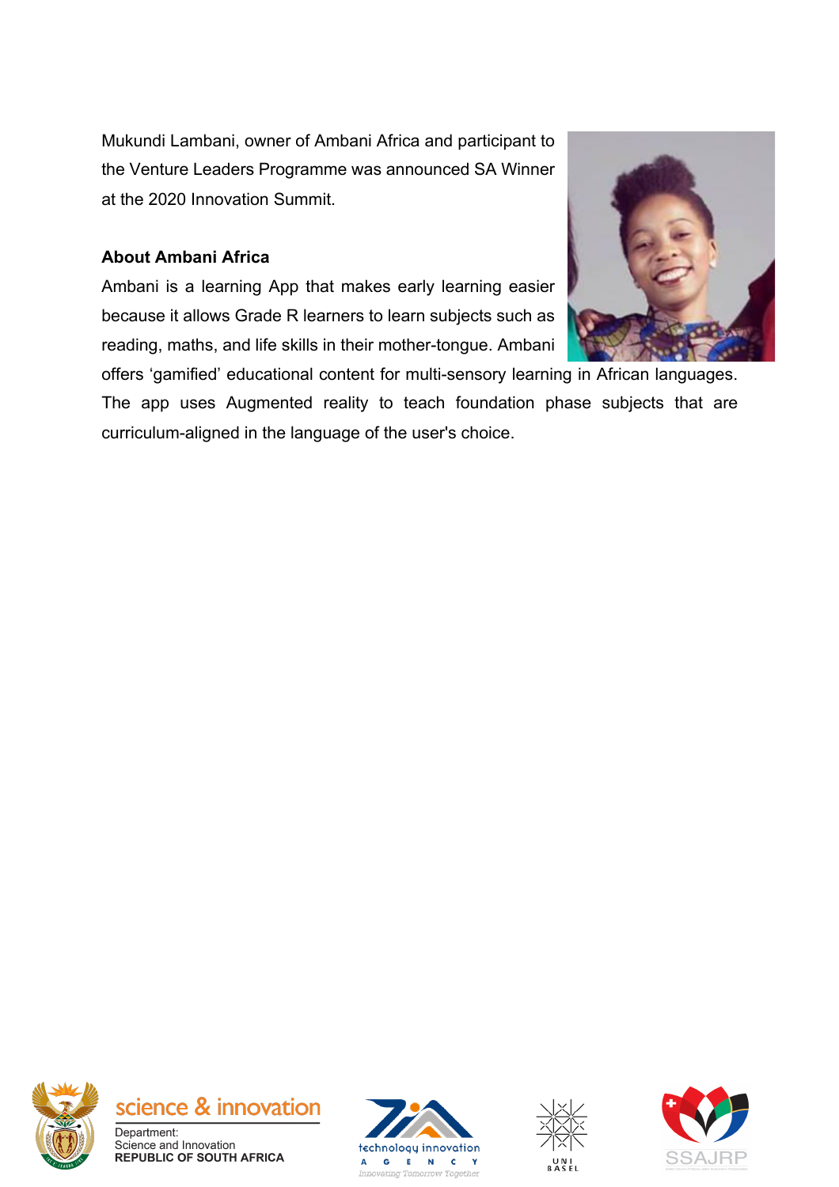Mukundi Lambani, owner of Ambani Africa and participant to the Venture Leaders Programme was announced SA Winner at the 2020 Innovation Summit.

**About Ambani Africa**

Ambani is a learning App that makes early learning easier because it allows Grade R learners to learn subjects such as reading, maths, and life skills in their mother-tongue. Ambani offers 'gamified' educational content for multi-sensory learning in African languages. The app uses Augmented reality to teach foundation phase subjects that are curriculum-aligned in the language of the user's choice.